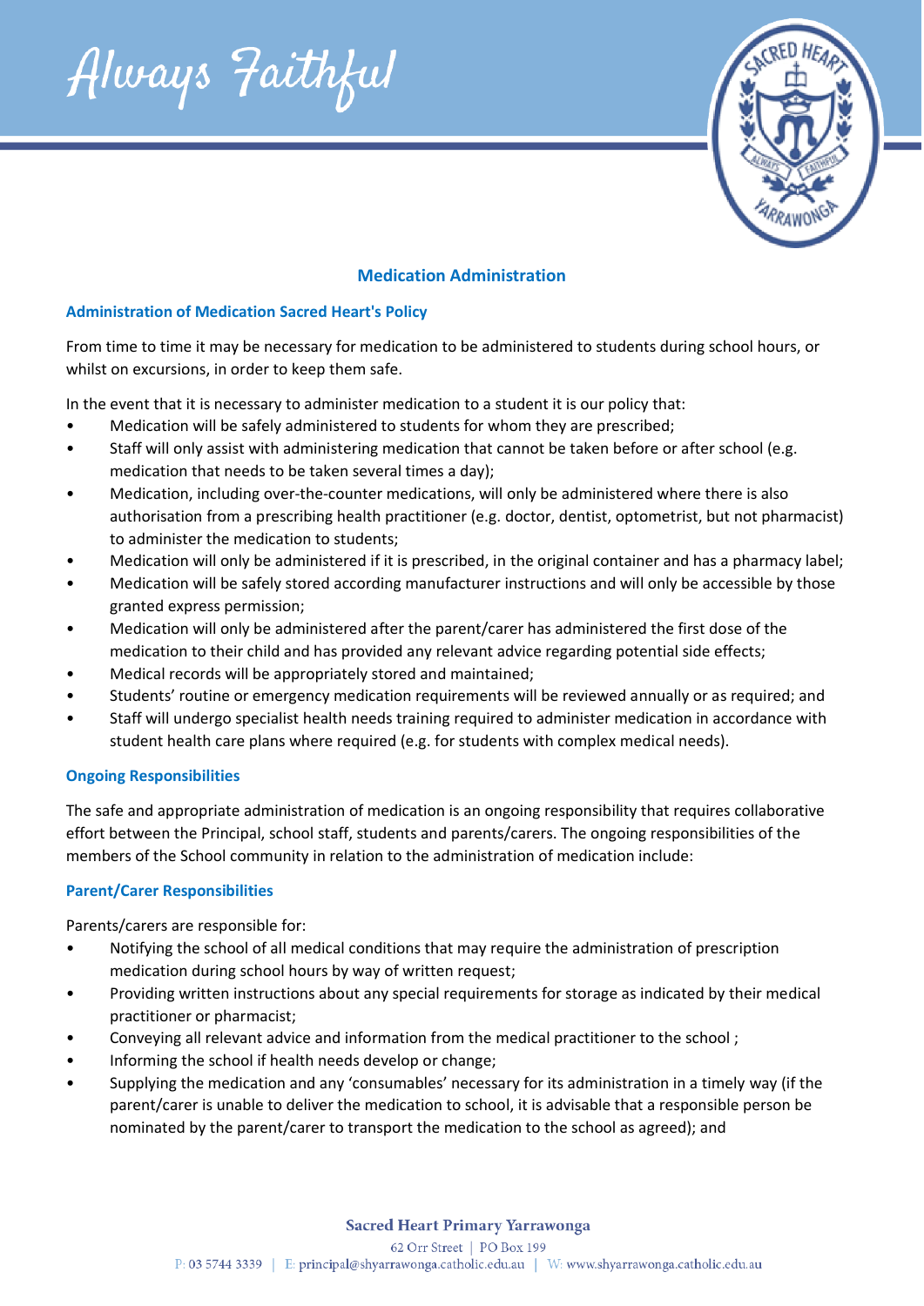# Medication Administration

## Administration of Medication Sacred Heart's Policy

From time to time it may be necessary for medication to be administered to students during school hours, or whilst on excursions, in order to keep them safe.

In the event that it is necessary to administer medication to a student it is our policy that:

- Medication will be safely administered to students for whom they are prescribed;
- Staff will only assist with administering medication that cannot be taken before or after school (e.g. medication that needs to be taken several times a day);
- Medication, including over-the-counter medications, will only be administered where there is also authorisation from a prescribing health practitioner (e.g. doctor, dentist, optometrist, but not pharmacist) to administer the medication to students;
- Medication will only be administered if it is prescribed, in the original container and has a pharmacy label;
- Medication will be safely stored according manufacturer instructions and will only be accessible by those granted express permission;
- Medication will only be administered after the parent/carer has administered the first dose of the medication to their child and has provided any relevant advice regarding potential side effects;
- Medical records will be appropriately stored and maintained;
- Students' routine or emergency medication requirements will be reviewed annually or as required; and
- Staff will undergo specialist health needs training required to administer medication in accordance with student health care plans where required (e.g. for students with complex medical needs).

## Ongoing Responsibilities

The safe and appropriate administration of medication is an ongoing responsibility that requires collaborative effort between the Principal, school staff, students and parents/carers. The ongoing responsibilities of the members of the School community in relation to the administration of medication include:

## Parent/Carer Responsibilities

Parents/carers are responsible for:

- Notifying the school of all medical conditions that may require the administration of prescription medication during school hours by way of written request;
- Providing written instructions about any special requirements for storage as indicated by their medical practitioner or pharmacist;
- Conveying all relevant advice and information from the medical practitioner to the school ;
- Informing the school if health needs develop or change;
- Supplying the medication and any 'consumables' necessary for its administration in a timely way (if the parent/carer is unable to deliver the medication to school, it is advisable that a responsible person be nominated by the parent/carer to transport the medication to the school as agreed); and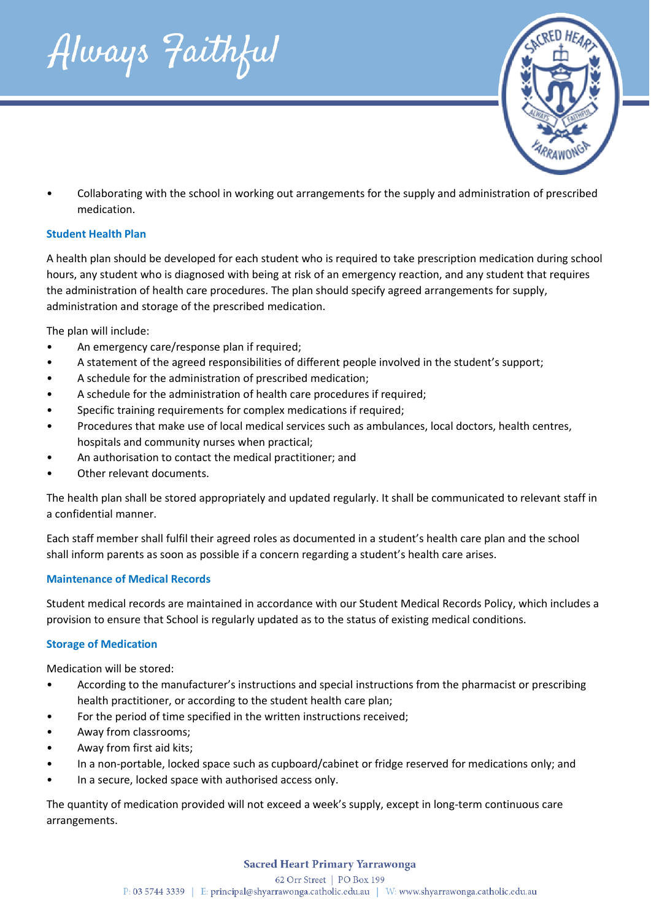- Collaborating with the school in working out arrangements for the supply and administration of prescribed medication.

### Student Health Plan

A health plan should be developed for each student who is required to take prescription medication during school hours, any student who is diagnosed with being at risk of an emergency reaction, and any student that requires the administration of health care procedures. The plan should specify agreed arrangements for supply, administration and storage of the prescribed medication.

The plan will include:

- An emergency care/response plan if required;
- A statement of the agreed responsibilities of different people involved in the student's support;
- A schedule for the administration of prescribed medication;
- A schedule for the administration of health care procedures if required;
- Specific training requirements for complex medications if required;
- Procedures that make use of local medical services such as ambulances, local doctors, health centres, hospitals and community nurses when practical;
- An authorisation to contact the medical practitioner; and
- Other relevant documents.

The health plan shall be stored appropriately and updated regularly. It shall be communicated to relevant staff in a confidential manner.

Each staff member shall fulfil their agreed roles as documented in a student's health care plan and the school shall inform parents as soon as possible if a concern regarding a student's health care arises.

### Maintenance of Medical Records

Student medical records are maintained in accordance with our Student Medical Records Policy, which includes a provision to ensure that School is regularly updated as to the status of existing medical conditions.

### Storage of Medication

Medication will be stored:

- According to the manufacturer's instructions and special instructions from the pharmacist or prescribing health practitioner, or according to the student health care plan;
- For the period of time specified in the written instructions received;
- Away from classrooms;
- Away from first aid kits;
- In a non-portable, locked space such as cupboard/cabinet or fridge reserved for medications only; and
- In a secure, locked space with authorised access only.

The quantity of medication provided will not exceed a week's supply, except in long-term continuous care arrangements.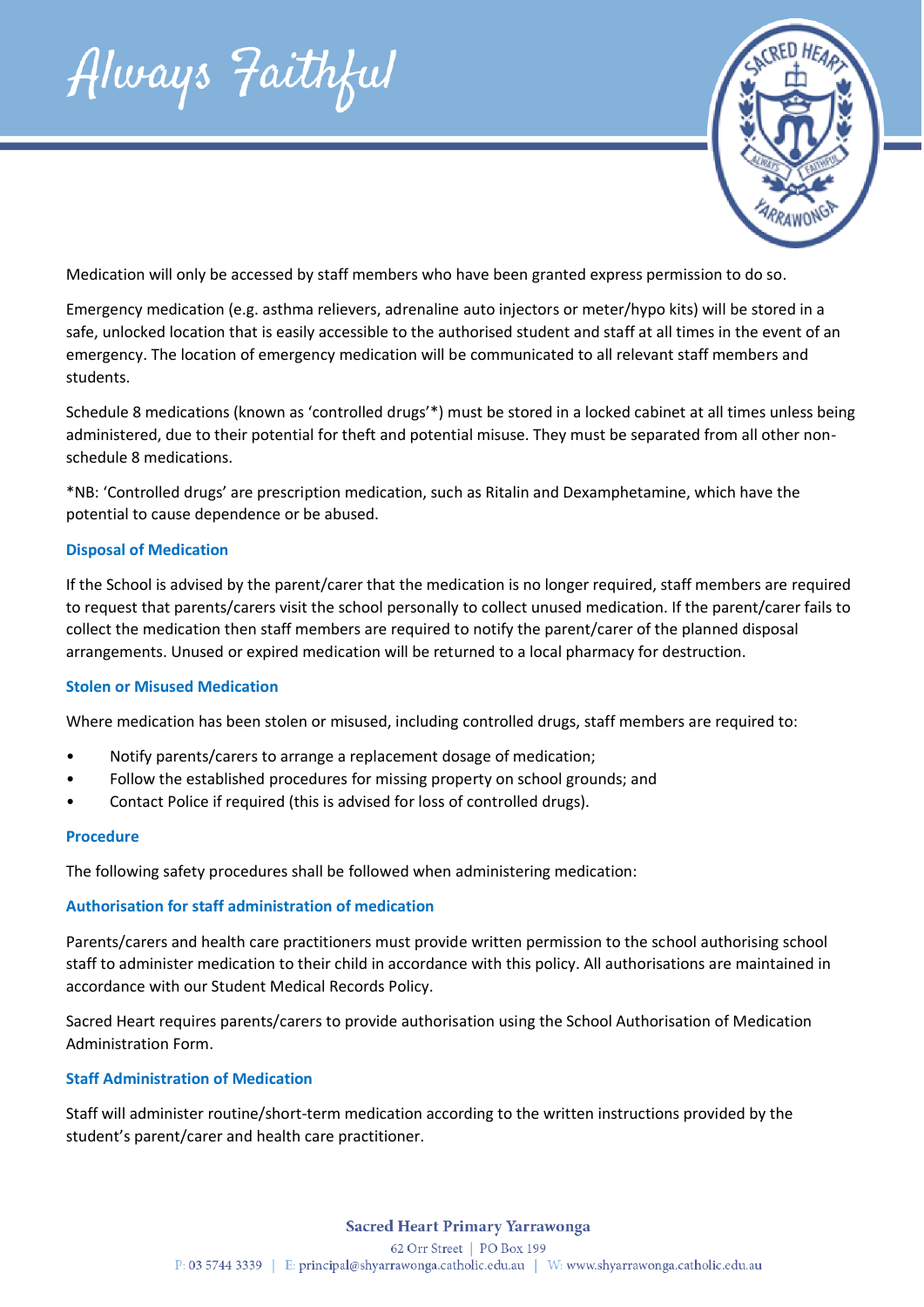Medication will only be accessed by staff members who have been granted express permission to do so.

Emergency medication (e.g. asthma relievers, adrenaline auto injectors or meter/hypo kits) will be stored in a safe, unlocked location that is easily accessible to the authorised student and staff at all times in the event of an emergency. The location of emergency medication will be communicated to all relevant staff members and students.

Schedule 8 medications (known as 'controlled drugs'*) must be stored in a locked cabinet at all times unless being administered, due to their potential for theft and potential misuse. They must be separated from all other non-schedule 8 medications.

*NB: 'Controlled drugs' are prescription medication, such as Ritalin and Dexamphetamine, which have the potential to cause dependence or be abused.

### Disposal of Medication

If the School is advised by the parent/carer that the medication is no longer required, staff members are required to request that parents/carers visit the school personally to collect unused medication. If the parent/carer fails to collect the medication then staff members are required to notify the parent/carer of the planned disposal arrangements. Unused or expired medication will be returned to a local pharmacy for destruction.

### Stolen or Misused Medication

Where medication has been stolen or misused, including controlled drugs, staff members are required to:

- Notify parents/carers to arrange a replacement dosage of medication;
- Follow the established procedures for missing property on school grounds; and
- Contact Police if required (this is advised for loss of controlled drugs).

### Procedure

The following safety procedures shall be followed when administering medication:

### Authorisation for staff administration of medication

Parents/carers and health care practitioners must provide written permission to the school authorising school staff to administer medication to their child in accordance with this policy. All authorisations are maintained in accordance with our Student Medical Records Policy.

Sacred Heart requires parents/carers to provide authorisation using the School Authorisation of Medication Administration Form.

### Staff Administration of Medication

Staff will administer routine/short-term medication according to the written instructions provided by the student's parent/carer and health care practitioner.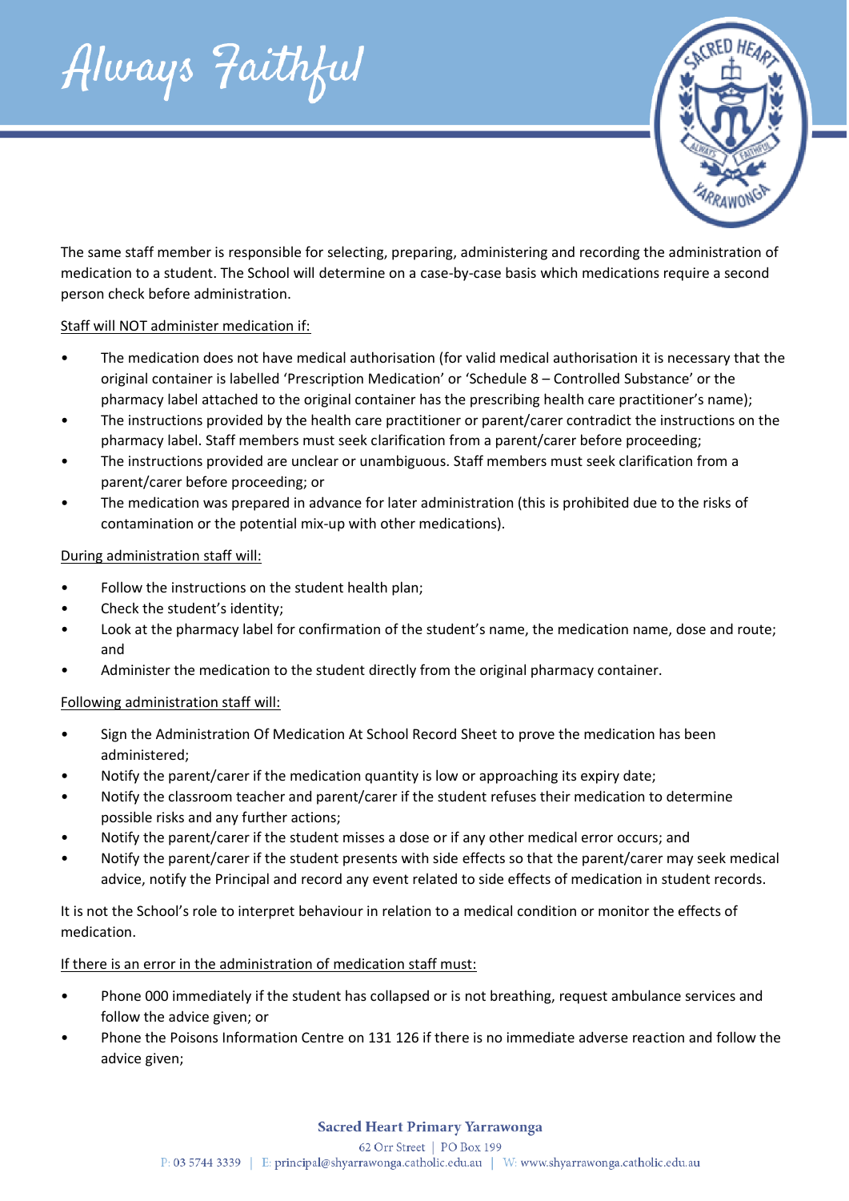The same staff member is responsible for selecting, preparing, administering and recording the administration of medication to a student. The School will determine on a case-by-case basis which medications require a second person check before administration.

<u>Staff will NOT administer medication if:</u>

- The medication does not have medical authorisation (for valid medical authorisation it is necessary that the original container is labelled 'Prescription Medication' or 'Schedule 8 – Controlled Substance' or the pharmacy label attached to the original container has the prescribing health care practitioner's name);
- The instructions provided by the health care practitioner or parent/carer contradict the instructions on the pharmacy label. Staff members must seek clarification from a parent/carer before proceeding;
- The instructions provided are unclear or unambiguous. Staff members must seek clarification from a parent/carer before proceeding; or
- The medication was prepared in advance for later administration (this is prohibited due to the risks of contamination or the potential mix-up with other medications).

<u>During administration staff will:</u>

- Follow the instructions on the student health plan;
- Check the student's identity;
- Look at the pharmacy label for confirmation of the student's name, the medication name, dose and route; and
- Administer the medication to the student directly from the original pharmacy container.

<u>Following administration staff will:</u>

- Sign the Administration Of Medication At School Record Sheet to prove the medication has been administered;
- Notify the parent/carer if the medication quantity is low or approaching its expiry date;
- Notify the classroom teacher and parent/carer if the student refuses their medication to determine possible risks and any further actions;
- Notify the parent/carer if the student misses a dose or if any other medical error occurs; and
- Notify the parent/carer if the student presents with side effects so that the parent/carer may seek medical advice, notify the Principal and record any event related to side effects of medication in student records.

It is not the School's role to interpret behaviour in relation to a medical condition or monitor the effects of medication.

<u>If there is an error in the administration of medication staff must:</u>

- Phone 000 immediately if the student has collapsed or is not breathing, request ambulance services and follow the advice given; or
- Phone the Poisons Information Centre on 131 126 if there is no immediate adverse reaction and follow the advice given;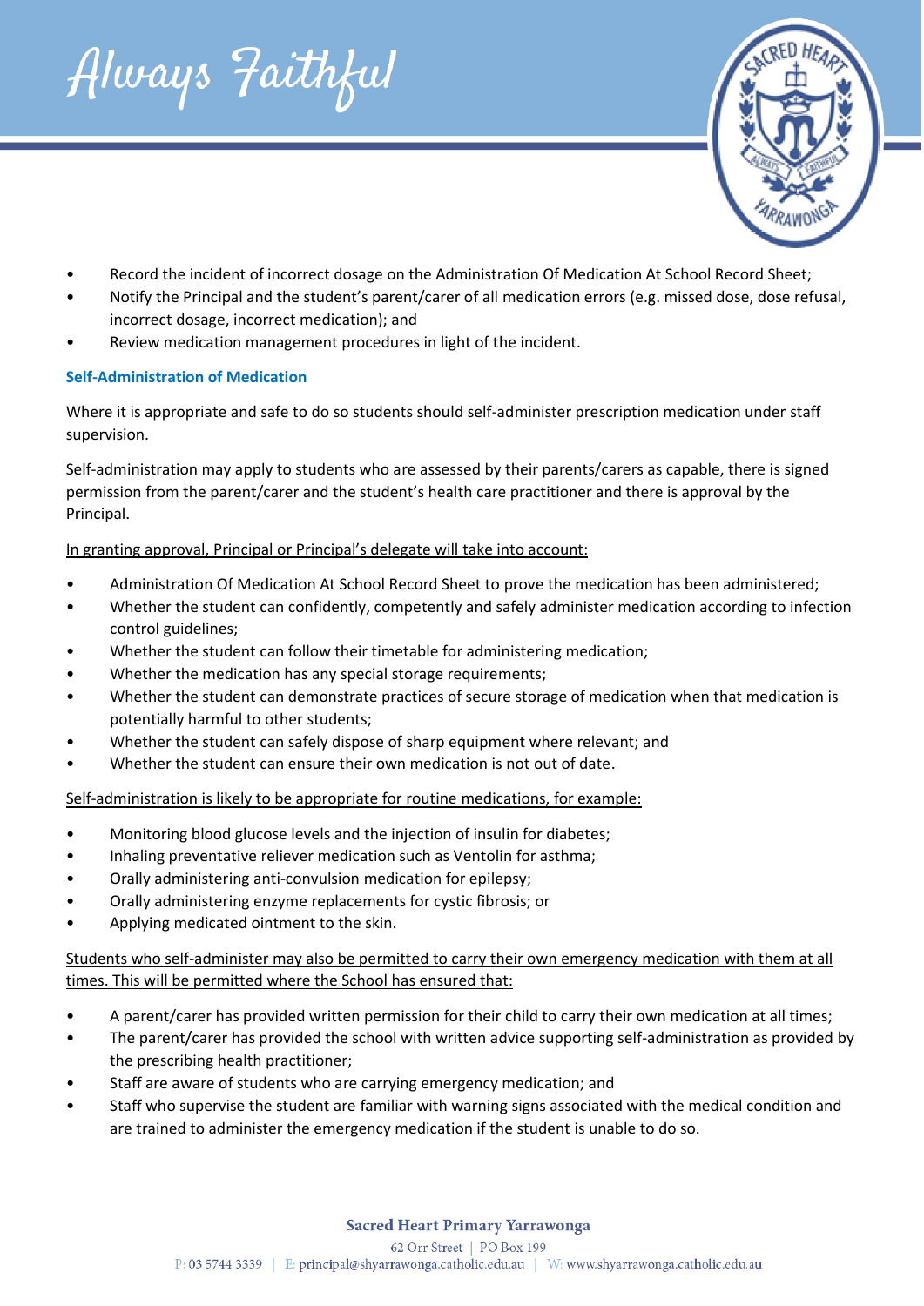- Record the incident of incorrect dosage on the Administration Of Medication At School Record Sheet;
- Notify the Principal and the student's parent/carer of all medication errors (e.g. missed dose, dose refusal, incorrect dosage, incorrect medication); and
- Review medication management procedures in light of the incident.

### Self-Administration of Medication

Where it is appropriate and safe to do so students should self-administer prescription medication under staff supervision.

Self-administration may apply to students who are assessed by their parents/carers as capable, there is signed permission from the parent/carer and the student's health care practitioner and there is approval by the Principal.

<u>In granting approval, Principal or Principal's delegate will take into account:</u>

- Administration Of Medication At School Record Sheet to prove the medication has been administered;
- Whether the student can confidently, competently and safely administer medication according to infection control guidelines;
- Whether the student can follow their timetable for administering medication;
- Whether the medication has any special storage requirements;
- Whether the student can demonstrate practices of secure storage of medication when that medication is potentially harmful to other students;
- Whether the student can safely dispose of sharp equipment where relevant; and
- Whether the student can ensure their own medication is not out of date.

<u>Self-administration is likely to be appropriate for routine medications, for example:</u>

- Monitoring blood glucose levels and the injection of insulin for diabetes;
- Inhaling preventative reliever medication such as Ventolin for asthma;
- Orally administering anti-convulsion medication for epilepsy;
- Orally administering enzyme replacements for cystic fibrosis; or
- Applying medicated ointment to the skin.

<u>Students who self-administer may also be permitted to carry their own emergency medication with them at all times. This will be permitted where the School has ensured that:</u>

- A parent/carer has provided written permission for their child to carry their own medication at all times;
- The parent/carer has provided the school with written advice supporting self-administration as provided by the prescribing health practitioner;
- Staff are aware of students who are carrying emergency medication; and
- Staff who supervise the student are familiar with warning signs associated with the medical condition and are trained to administer the emergency medication if the student is unable to do so.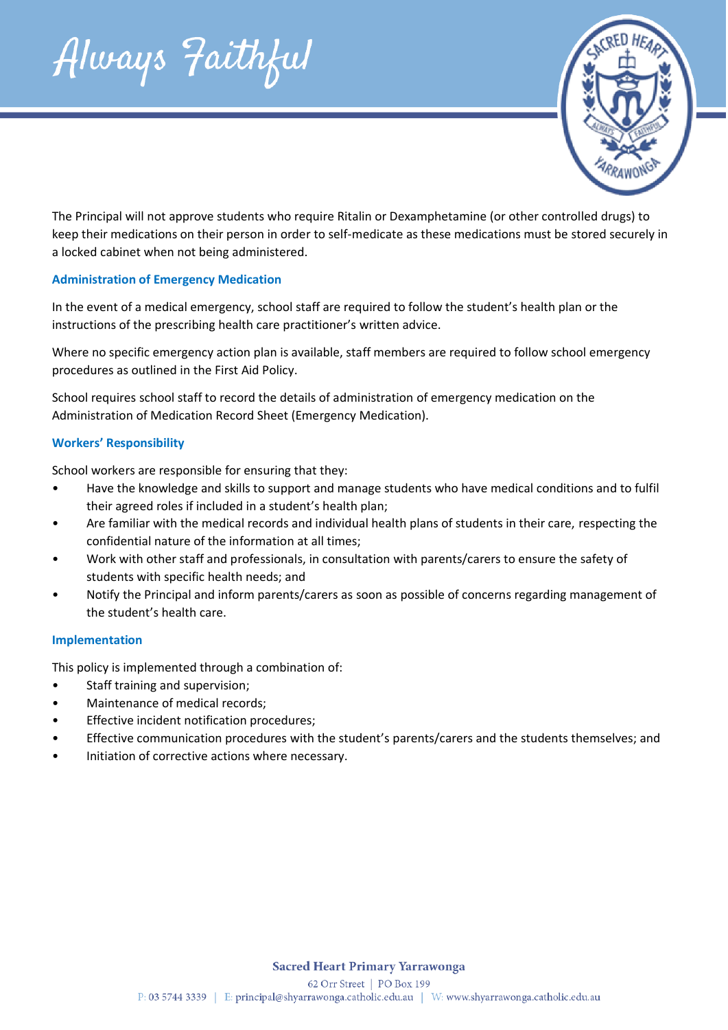The Principal will not approve students who require Ritalin or Dexamphetamine (or other controlled drugs) to keep their medications on their person in order to self-medicate as these medications must be stored securely in a locked cabinet when not being administered.

### Administration of Emergency Medication

In the event of a medical emergency, school staff are required to follow the student's health plan or the instructions of the prescribing health care practitioner's written advice.

Where no specific emergency action plan is available, staff members are required to follow school emergency procedures as outlined in the First Aid Policy.

School requires school staff to record the details of administration of emergency medication on the Administration of Medication Record Sheet (Emergency Medication).

### Workers' Responsibility

School workers are responsible for ensuring that they:

- Have the knowledge and skills to support and manage students who have medical conditions and to fulfil their agreed roles if included in a student's health plan;
- Are familiar with the medical records and individual health plans of students in their care, respecting the confidential nature of the information at all times;
- Work with other staff and professionals, in consultation with parents/carers to ensure the safety of students with specific health needs; and
- Notify the Principal and inform parents/carers as soon as possible of concerns regarding management of the student's health care.

### Implementation

This policy is implemented through a combination of:

- Staff training and supervision;
- Maintenance of medical records;
- Effective incident notification procedures;
- Effective communication procedures with the student's parents/carers and the students themselves; and
- Initiation of corrective actions where necessary.